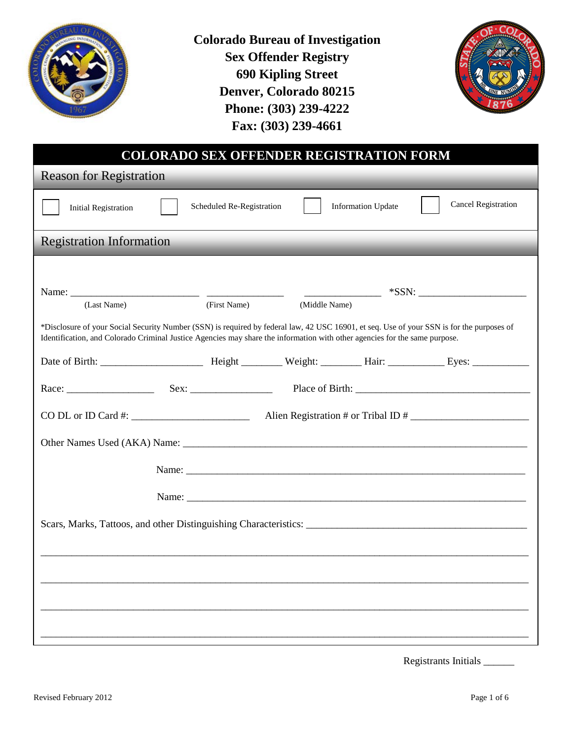**Colorado Bureau of Investigation**
**Sex Offender Registry**
**690 Kipling Street**
**Denver, Colorado 80215**
**Phone: (303) 239-4222**
**Fax: (303) 239-4661**

# COLORADO SEX OFFENDER REGISTRATION FORM

## Reason for Registration

☐ Initial Registration ☐ Scheduled Re-Registration ☐ Information Update ☐ Cancel Registration

## Registration Information

Name: __________________________ _______________ _______________ *SSN: ______________________
(Last Name) (First Name) (Middle Name)

*Disclosure of your Social Security Number (SSN) is required by federal law, 42 USC 16901, et seq. Use of your SSN is for the purposes of Identification, and Colorado Criminal Justice Agencies may share the information with other agencies for the same purpose.

Date of Birth: ____________________ Height ________ Weight: ________ Hair: ___________ Eyes: ___________

Race: _________________ Sex: ________________ Place of Birth: __________________________________

CO DL or ID Card #: _______________________ Alien Registration # or Tribal ID # ______________________

Other Names Used (AKA) Name: _______________________________________________________________

Name: _______________________________________________________________

Name: _______________________________________________________________

Scars, Marks, Tattoos, and other Distinguishing Characteristics: ___________________________________________

_____________________________________________________________________________________________

_____________________________________________________________________________________________

_____________________________________________________________________________________________

_____________________________________________________________________________________________

Registrants Initials ______

Revised February 2012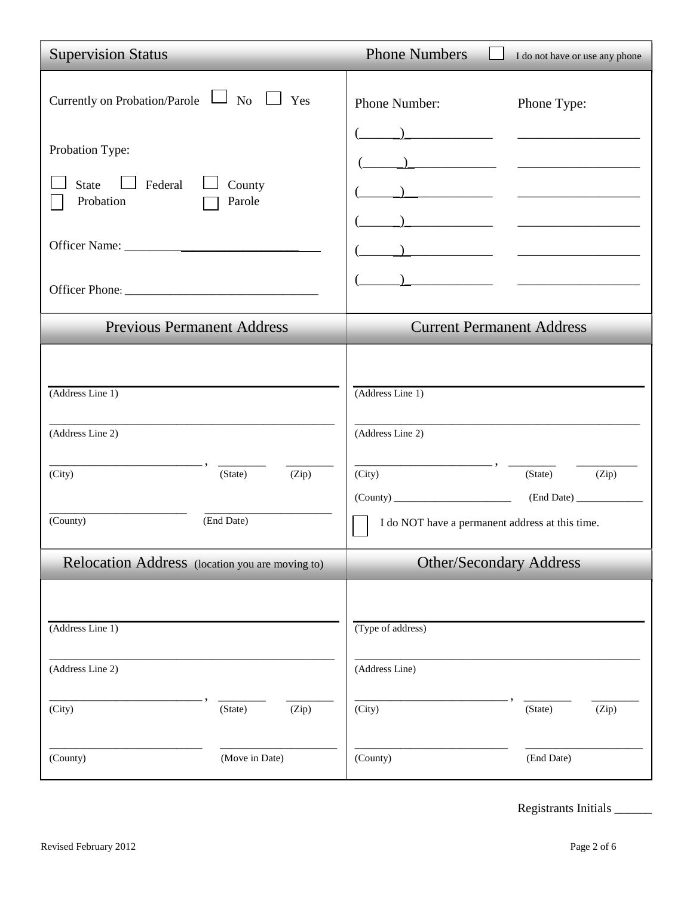## Supervision Status

Currently on Probation/Parole ☐ No ☐ Yes

Probation Type:

☐ State ☐ Federal ☐ County
☐ Probation ☐ Parole

Officer Name: ______________________________

Officer Phone: ______________________________

## Phone Numbers ☐ I do not have or use any phone

| Phone Number: | Phone Type: |
|---|---|
| (______) ____________ | ________________ |
| (______) ____________ | ________________ |
| (______) ____________ | ________________ |
| (______) ____________ | ________________ |
| (______) ____________ | ________________ |
| (______) ____________ | ________________ |

## Previous Permanent Address

______________________________________________
(Address Line 1)

______________________________________________
(Address Line 2)

__________________________ , ________ ________
(City) (State) (Zip)

________________________ ________________________
(County) (End Date)

## Current Permanent Address

______________________________________________
(Address Line 1)

______________________________________________
(Address Line 2)

__________________________ , ________ ________
(City) (State) (Zip)

(County) ________________________ (End Date) ____________

☐ I do NOT have a permanent address at this time.

## Relocation Address (location you are moving to)

______________________________________________
(Address Line 1)

______________________________________________
(Address Line 2)

__________________________ , ________ ________
(City) (State) (Zip)

________________________ ________________________
(County) (Move in Date)

## Other/Secondary Address

______________________________________________
(Type of address)

______________________________________________
(Address Line)

__________________________ , ________ ________
(City) (State) (Zip)

________________________ ________________________
(County) (End Date)

Registrants Initials ______

Revised February 2012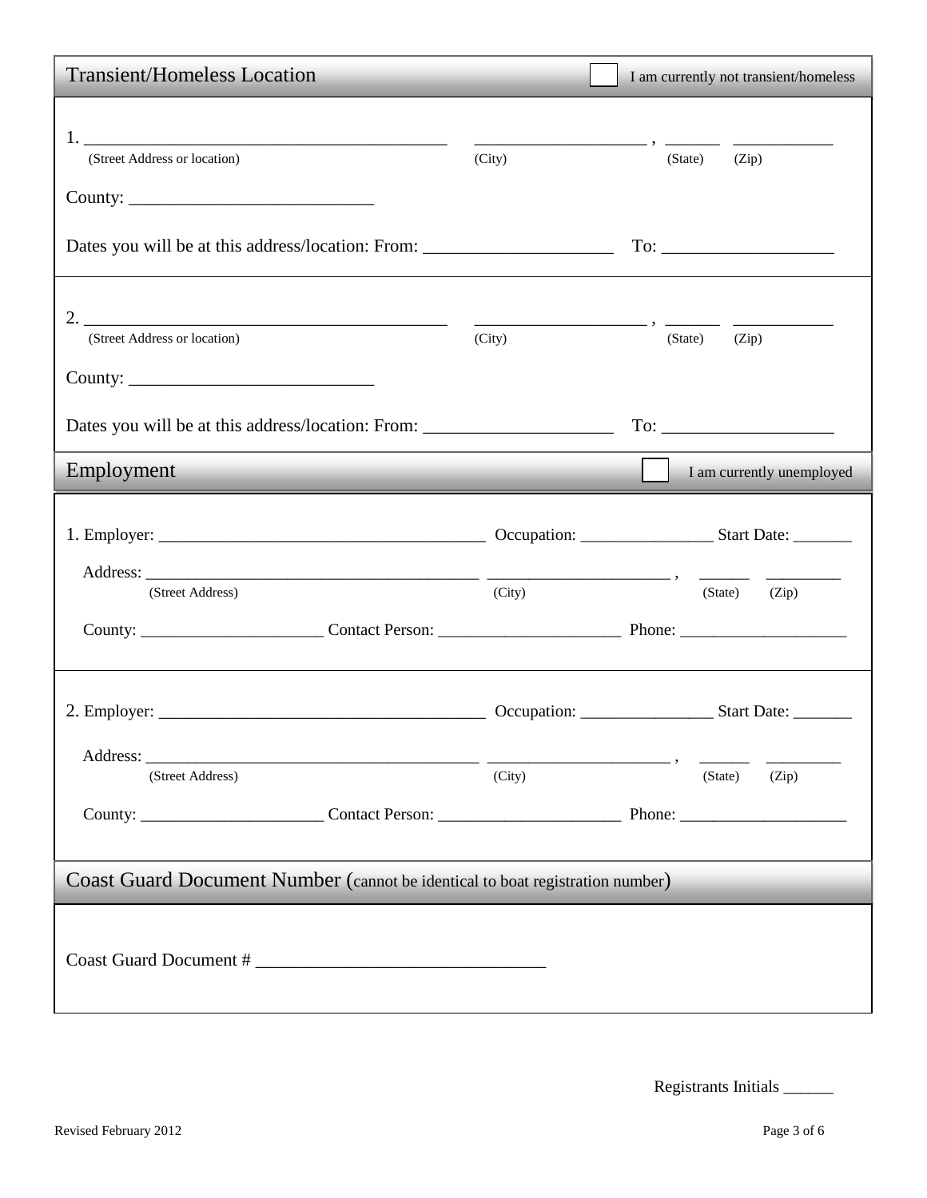## Transient/Homeless Location

☐ I am currently not transient/homeless

1. ________________________________________ ___________________ , ______ ___________
(Street Address or location) (City) (State) (Zip)

County: ___________________________

Dates you will be at this address/location: From: _____________________ To: ___________________

2. ________________________________________ ___________________ , ______ ___________
(Street Address or location) (City) (State) (Zip)

County: ___________________________

Dates you will be at this address/location: From: _____________________ To: ___________________

## Employment

☐ I am currently unemployed

1. Employer: _____________________________________ Occupation: _______________ Start Date: _______

Address: _____________________________________ _____________________ , ______ _________
(Street Address) (City) (State) (Zip)

County: _____________________ Contact Person: _____________________ Phone: ___________________

2. Employer: _____________________________________ Occupation: _______________ Start Date: _______

Address: _____________________________________ _____________________ , ______ _________
(Street Address) (City) (State) (Zip)

County: _____________________ Contact Person: _____________________ Phone: ___________________

## Coast Guard Document Number (cannot be identical to boat registration number)

Coast Guard Document # _______________________________

Registrants Initials ______

Revised February 2012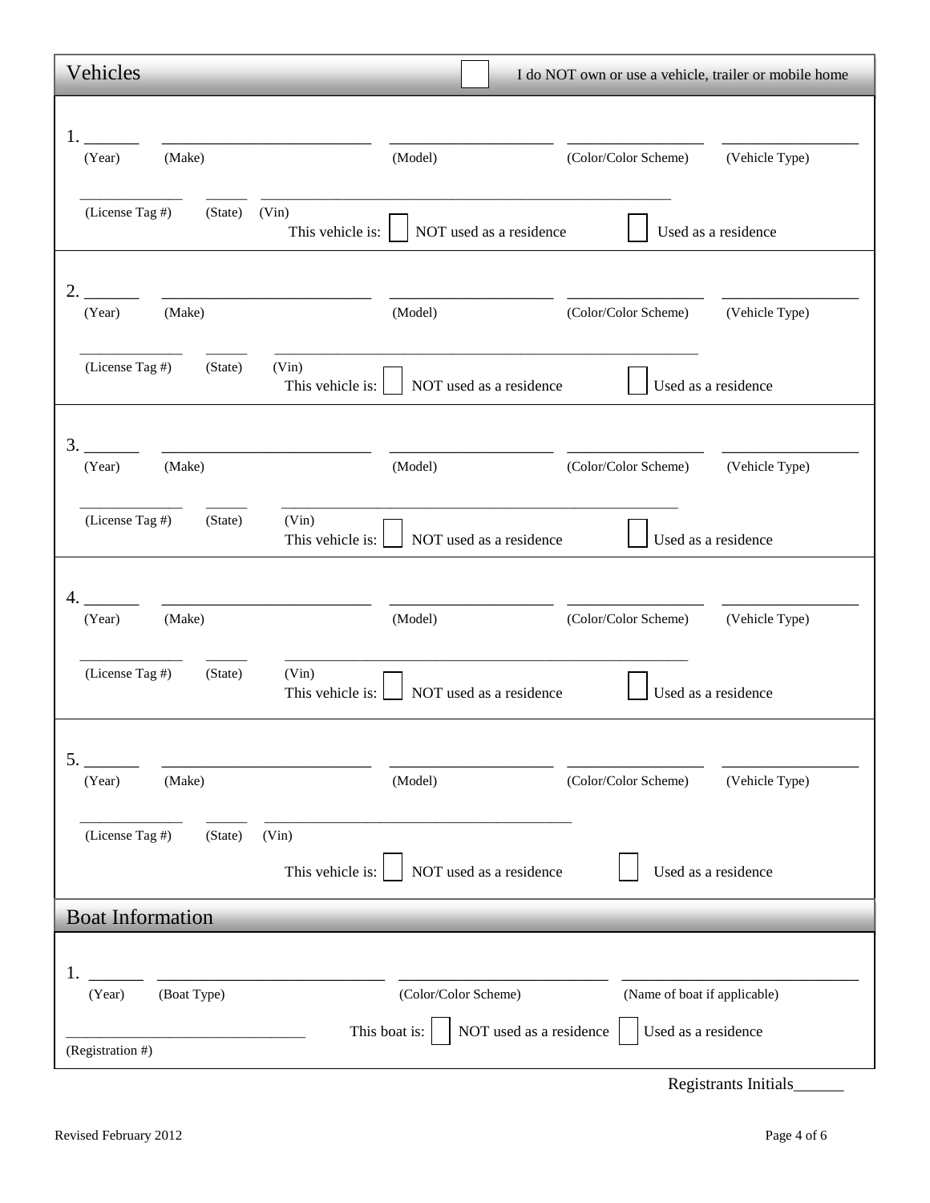## Vehicles

☐ I do NOT own or use a vehicle, trailer or mobile home

1. ______ ________________________ ___________________ ________________ ________________
(Year) (Make) (Model) (Color/Color Scheme) (Vehicle Type)

______________ ______ ____________________________________________________
(License Tag #) (State) (Vin)

This vehicle is: ☐ NOT used as a residence ☐ Used as a residence

2. ______ ________________________ ___________________ ________________ ________________
(Year) (Make) (Model) (Color/Color Scheme) (Vehicle Type)

______________ ______ ____________________________________________________
(License Tag #) (State) (Vin)

This vehicle is: ☐ NOT used as a residence ☐ Used as a residence

3. ______ ________________________ ___________________ ________________ ________________
(Year) (Make) (Model) (Color/Color Scheme) (Vehicle Type)

______________ ______ ____________________________________________________
(License Tag #) (State) (Vin)

This vehicle is: ☐ NOT used as a residence ☐ Used as a residence

4. ______ ________________________ ___________________ ________________ ________________
(Year) (Make) (Model) (Color/Color Scheme) (Vehicle Type)

______________ ______ ____________________________________________________
(License Tag #) (State) (Vin)

This vehicle is: ☐ NOT used as a residence ☐ Used as a residence

5. ______ ________________________ ___________________ ________________ ________________
(Year) (Make) (Model) (Color/Color Scheme) (Vehicle Type)

______________ ______ ________________________________________
(License Tag #) (State) (Vin)

This vehicle is: ☐ NOT used as a residence ☐ Used as a residence

## Boat Information

1. ______ __________________________ ________________________ ___________________________
(Year) (Boat Type) (Color/Color Scheme) (Name of boat if applicable)

______________________________
(Registration #)

This boat is: ☐ NOT used as a residence ☐ Used as a residence

Registrants Initials______

Revised February 2012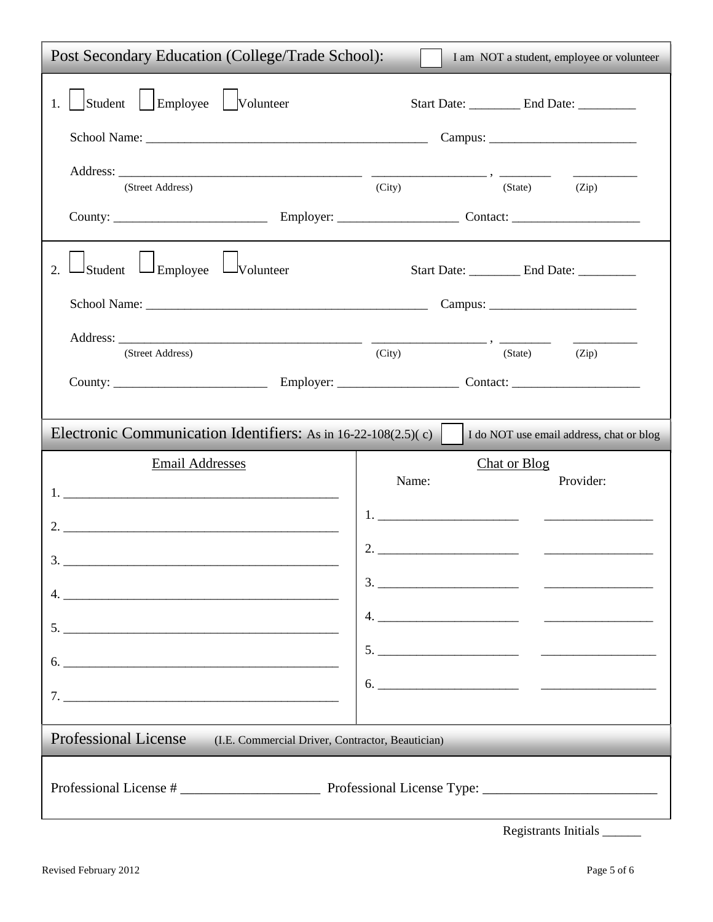## Post Secondary Education (College/Trade School):

☐ I am NOT a student, employee or volunteer

1. ☐ Student ☐ Employee ☐ Volunteer        Start Date: ________ End Date: _________

   School Name: ____________________________________________ Campus: _______________________

   Address: ______________________________________ _________________ , ________ __________
   (Street Address) (City) (State) (Zip)

   County: ________________________ Employer: __________________ Contact: ____________________

2. ☐ Student ☐ Employee ☐ Volunteer        Start Date: ________ End Date: _________

   School Name: ____________________________________________ Campus: _______________________

   Address: ______________________________________ _________________ , ________ __________
   (Street Address) (City) (State) (Zip)

   County: ________________________ Employer: __________________ Contact: ____________________

## Electronic Communication Identifiers: As in 16-22-108(2.5)( c)

☐ I do NOT use email address, chat or blog

| Email Addresses | Chat or Blog Name: | Chat or Blog Provider: |
|---|---|---|
| 1. ___________________ | 1. ___________________ | ___________________ |
| 2. ___________________ | 2. ___________________ | ___________________ |
| 3. ___________________ | 3. ___________________ | ___________________ |
| 4. ___________________ | 4. ___________________ | ___________________ |
| 5. ___________________ | 5. ___________________ | ___________________ |
| 6. ___________________ | 6. ___________________ | ___________________ |
| 7. ___________________ | | |

## Professional License (I.E. Commercial Driver, Contractor, Beautician)

Professional License # ____________________ Professional License Type: _________________________

Registrants Initials ______

Revised February 2012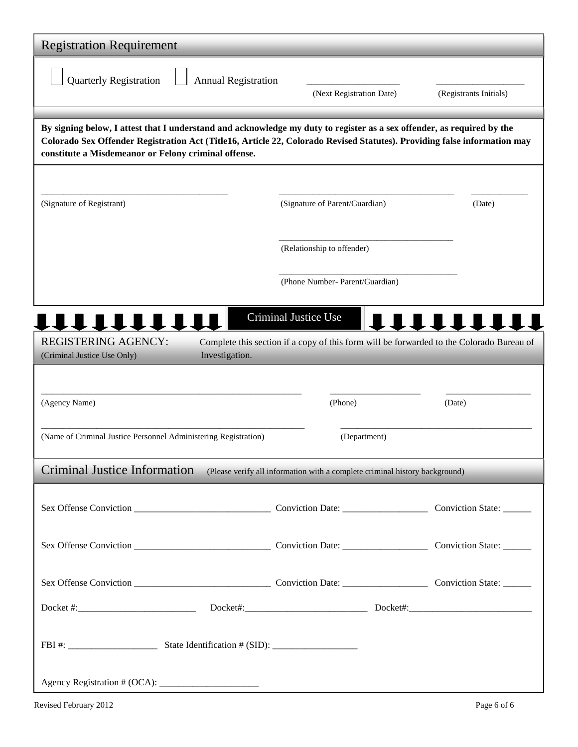## Registration Requirement

☐ Quarterly Registration ☐ Annual Registration

__________________ (Next Registration Date) __________________ (Registrants Initials)

**By signing below, I attest that I understand and acknowledge my duty to register as a sex offender, as required by the Colorado Sex Offender Registration Act (Title16, Article 22, Colorado Revised Statutes). Providing false information may constitute a Misdemeanor or Felony criminal offense.**

______________________________________
(Signature of Registrant)

______________________________________
(Signature of Parent/Guardian)

____________
(Date)

______________________________________
(Relationship to offender)

______________________________________
(Phone Number- Parent/Guardian)

## Criminal Justice Use

### REGISTERING AGENCY:

(Criminal Justice Use Only)

Complete this section if a copy of this form will be forwarded to the Colorado Bureau of Investigation.

______________________________________________________
(Agency Name)

__________________
(Phone)

__________________
(Date)

____________________________________________________________
(Name of Criminal Justice Personnel Administering Registration)

__________________________________________
(Department)

### Criminal Justice Information

(Please verify all information with a complete criminal history background)

Sex Offense Conviction ____________________________ Conviction Date: _________________ Conviction State: ______

Sex Offense Conviction ____________________________ Conviction Date: _________________ Conviction State: ______

Sex Offense Conviction ____________________________ Conviction Date: _________________ Conviction State: ______

Docket #:________________________ Docket#:_________________________ Docket#:_________________________

FBI #: __________________ State Identification # (SID): _________________

Agency Registration # (OCA): ____________________

Revised February 2012